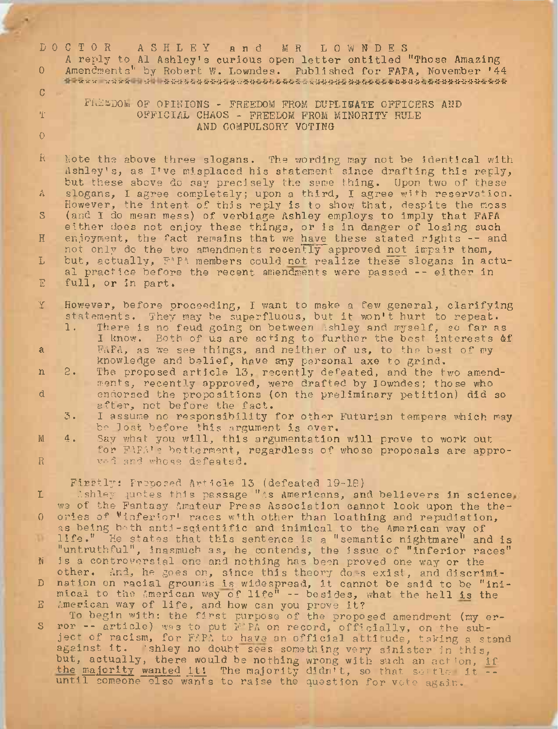# DOCTOR ASHLEY and MR LOWNDES

A reply to Al Ashley's curious open letter entitled "Those Amazing Amendments" by Robert W. Lowndes. Published for FAPA, November '44

FREEDOM OF OPINIONS - FREEDOM FROM DUPLICATE OFFICERS AND OFFICIAL CHAOS - FREEDOM FROM MINORITY RULE AND COMPULSORY VOTING

Note the above three slogans. The wording may not be identical with Ashley's, as I've misplaced his statement since drafting this reply, but these above do say precisely the same thing. Upon two of these slogans, I agree completely; upon a third, I agree with reservation. However, the intent of this reply is to show that, despite the mess (and I do mean mess) of verbiage Ashley employs to imply that FAPA either does not enjoy these things, or is in danger of losing such enjoyment, the fact remains that we _have_ these stated rights -- and not only do the two amendments recently approved _not_ impair them, but, actually, FAPA members could _not_ realize these slogans in actual practice before the recent amendments were passed -- either in full, or in part.

However, before proceeding, I want to make a few general, clarifying statements. They may be superfluous, but it won't hurt to repeat.

1. There is no feud going on between Ashley and myself, so far as I know. Both of us are acting to further the best interests of FAPA, as we see things, and neither of us, to the best of my knowledge and belief, have any personal axe to grind.
2. The proposed article 13, recently defeated, and the two amendments, recently approved, were drafted by Lowndes; those who endorsed the propositions (on the preliminary petition) did so after, not before the fact.
3. I assume no responsibility for other Futurian tempers which may be lost before this argument is over.
4. Say what you will, this argumentation will prove to work out for FAPA's betterment, regardless of whose proposals are approved and whose defeated.

Firstly: Proposed Article 13 (defeated 19-18)

Ashley quotes this passage "As Americans, and believers in science, we of the Fantasy Amateur Press Association cannot look upon the theories of 'inferior' races with other than loathing and repudiation, as being both anti-scientific and inimical to the American way of life." He states that this sentence is a "semantic nightmare" and is "untruthful", inasmuch as, he contends, the issue of "inferior races" is a controversial one and nothing has been proved one way or the other. And, he goes on, since this theory does exist, and discrimination on racial grounds is widespread, it cannot be said to be "inimical to the American way of life" -- besides, what the hell _is_ the American way of life, and how can you prove it?

To begin with: the first purpose of the proposed amendment (my error -- article) was to put FAPA on record, officially, on the subject of racism, for FAPA to _have_ an official attitude, taking a stand against it. Ashley no doubt sees something very sinister in this, but, actually, there would be nothing wrong with such an action, _if the majority wanted it!_ The majority didn't, so that settles it -- until someone else wants to raise the question for vote again.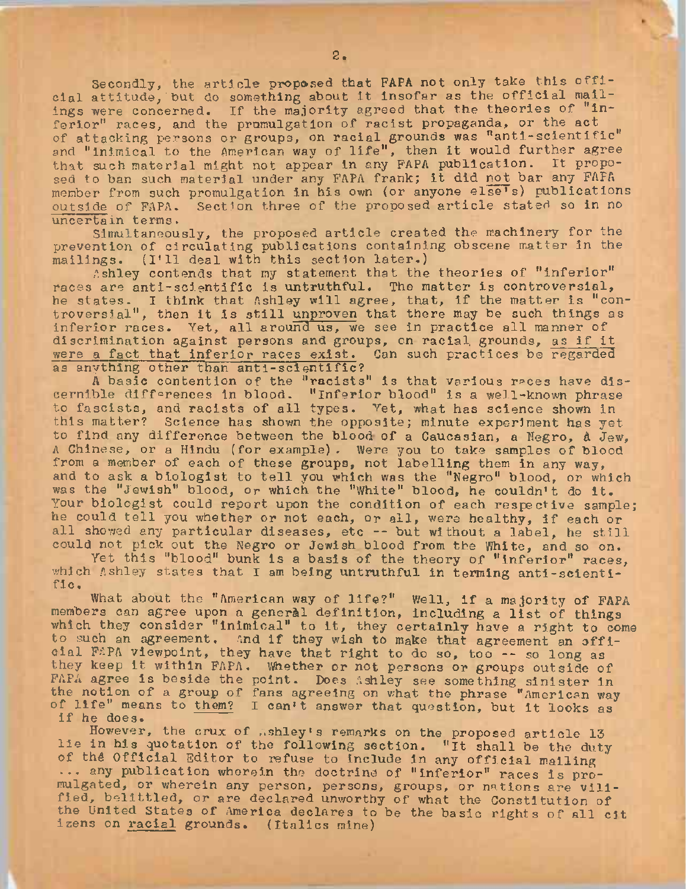Secondly, the article proposed that FAPA not only take this official attitude, but do something about it insofar as the official mailings were concerned. If the majority agreed that the theories of "inferior" races, and the promulgation of racist propaganda, or the act of attacking persons or groups, on racial grounds was "anti-scientific" and "inimical to the American way of life", then it would further agree that such material might not appear in any FAPA publication. It proposed to ban such material under any FAPA frank; it did not bar any FAPA member from such promulgation in his own (or anyone else's) publications outside of FAPA. Section three of the proposed article stated so in no uncertain terms.

Simultaneously, the proposed article created the machinery for the prevention of circulating publications containing obscene matter in the mailings. (I'll deal with this section later.)

Ashley contends that my statement that the theories of "inferior" races are anti-scientific is untruthful. The matter is controversial, he states. I think that Ashley will agree, that, if the matter is "controversial", then it is still unproven that there may be such things as inferior races. Yet, all around us, we see in practice all manner of discrimination against persons and groups, on racial grounds, as if it were a fact that inferior races exist. Can such practices be regarded as anything other than anti-scientific?

A basic contention of the "racists" is that various races have discernible differences in blood. "Inferior blood" is a well-known phrase to fascists, and racists of all types. Yet, what has science shown in this matter? Science has shown the opposite; minute experiment has yet to find any difference between the blood of a Caucasian, a Negro, a Jew, A Chinese, or a Hindu (for example). Were you to take samples of blood from a member of each of these groups, not labelling them in any way, and to ask a biologist to tell you which was the "Negro" blood, or which was the "Jewish" blood, or which the "White" blood, he couldn't do it. Your biologist could report upon the condition of each respective sample; he could tell you whether or not each, or all, were healthy, if each or all showed any particular diseases, etc -- but without a label, he still could not pick out the Negro or Jewish blood from the White, and so on.

Yet this "blood" bunk is a basis of the theory of "inferior" races, which Ashley states that I am being untruthful in terming anti-scientific.

What about the "American way of life?" Well, if a majority of FAPA members can agree upon a general definition, including a list of things which they consider "inimical" to it, they certainly have a right to come to such an agreement. And if they wish to make that agreement an official FAPA viewpoint, they have that right to do so, too -- so long as they keep it within FAPA. Whether or not persons or groups outside of FAPA agree is beside the point. Does Ashley see something sinister in the notion of a group of fans agreeing on what the phrase "American way of life" means to them? I can't answer that question, but it looks as if he does.

However, the crux of Ashley's remarks on the proposed article 13 lie in his quotation of the following section. "It shall be the duty of the Official Editor to refuse to include in any official mailing ... any publication wherein the doctrine of "inferior" races is promulgated, or wherein any person, persons, groups, or nations are vilified, belittled, or are declared unworthy of what the Constitution of the United States of America declares to be the basic rights of all citizens on *racial* grounds. (Italics mine)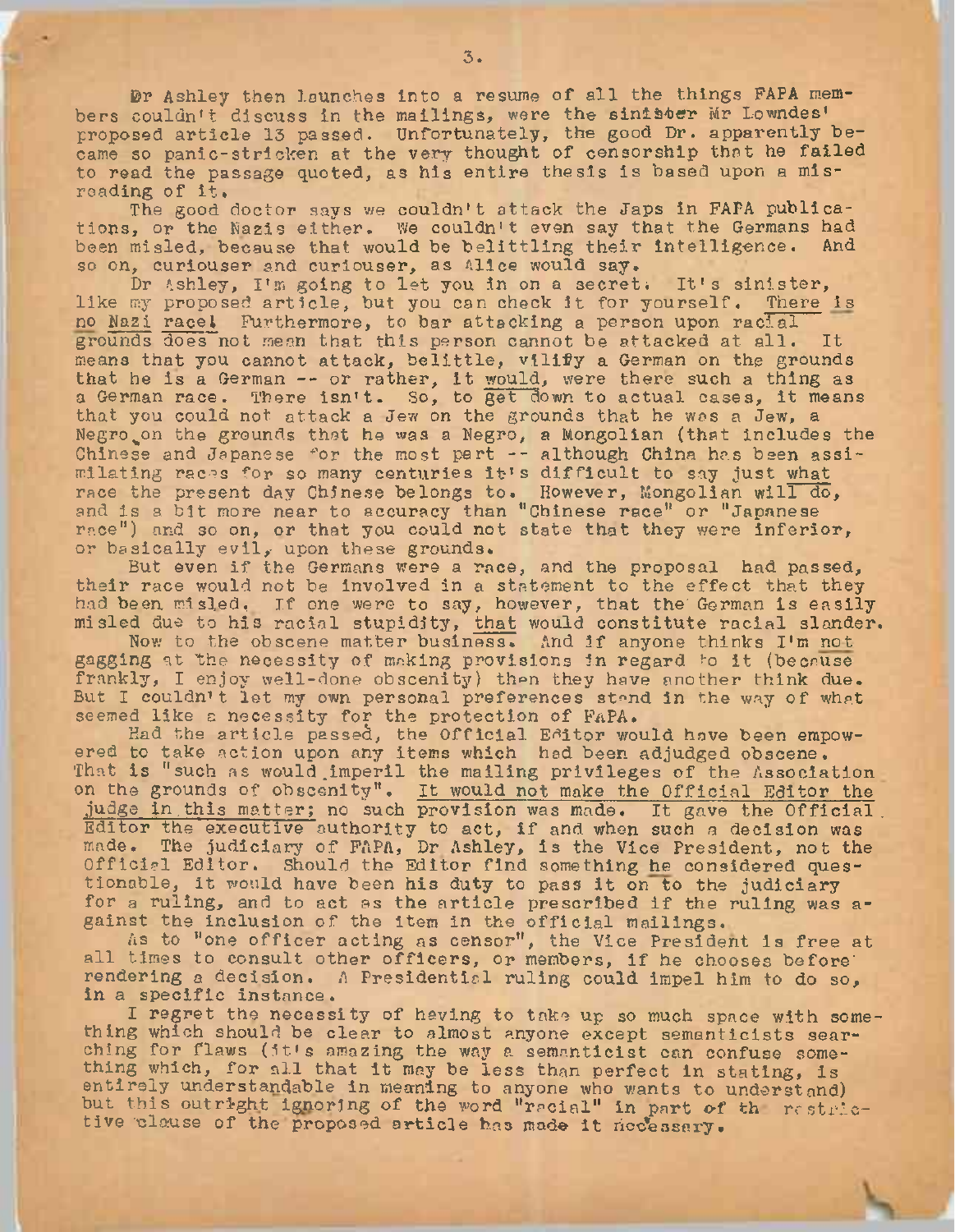Dr Ashley then launches into a resume of all the things FAPA members couldn't discuss in the mailings, were the sinister Mr Lowndes' proposed article 13 passed. Unfortunately, the good Dr. apparently became so panic-stricken at the very thought of censorship that he failed to read the passage quoted, as his entire thesis is based upon a misreading of it.

The good doctor says we couldn't attack the Japs in FAPA publications, or the Nazis either. We couldn't even say that the Germans had been misled, because that would be belittling their intelligence. And so on, curiouser and curiouser, as Alice would say.

Dr Ashley, I'm going to let you in on a secret. It's sinister, like my proposed article, but you can check it for yourself. <u>There is no Nazi race!</u> Furthermore, to bar attacking a person upon <u>racial grounds</u> does not mean that this person cannot be attacked at all. It means that you cannot attack, belittle, vilify a German on the grounds that he is a German -- or rather, it <u>would</u>, were there such a thing as a German race. There isn't. So, to <u>get down</u> to actual cases, it means that you could not attack a Jew on the grounds that he was a Jew, a Negro on the grounds that he was a Negro, a Mongolian (that includes the Chinese and Japanese for the most part -- although China has been assimilating races for so many centuries it's difficult to say just <u>what</u> race the present day Chinese belongs to. However, Mongolian <u>will do</u>, and is a bit more near to accuracy than "Chinese race" or "Japanese race") and so on, or that you could not state that they were inferior, or basically evil, upon these grounds.

But even if the Germans were a race, and the proposal had passed, their race would not be involved in a statement to the effect that they had been misled. If one were to say, however, that the German is easily misled due to his racial stupidity, <u>that</u> would constitute racial slander.

Now to the obscene matter <u>business</u>. And if anyone thinks I'm <u>not</u> gagging at the necessity of making provisions in regard to it (because frankly, I enjoy well-done obscenity) then they have another think due. But I couldn't let my own personal preferences stand in the way of what seemed like a necessity for the protection of FAPA.

Had the article passed, the Official Editor would have been empowered to take action upon any items which had been adjudged obscene. That is "such as would imperil the mailing privileges of the Association on the grounds of obscenity". <u>It would not make the Official Editor the judge in this matter</u>; no such provision was made. It gave the Official Editor the <u>executive</u> authority to act, if and when such a decision was made. The judiciary of FAPA, Dr Ashley, is the Vice President, not the Official Editor. Should the Editor find something <u>he</u> considered questionable, it would have been his duty to pass it on to the judiciary for a ruling, and to act as the article prescribed if the ruling was against the inclusion of the item in the official mailings.

As to "one officer acting as censor", the Vice President is free at all times to consult other officers, or members, if he chooses before rendering a decision. A Presidential ruling could impel him to do so, in a specific instance.

I regret the necessity of having to take up so much space with something which should be clear to almost anyone except semanticists searching for flaws (it's amazing the way a semanticist can confuse something which, for all that it may be less than perfect in stating, is entirely understandable in meaning to anyone who wants to understand) but this outright ignoring of the word "racial" in part of the restrictive clause of the proposed article has made it necessary.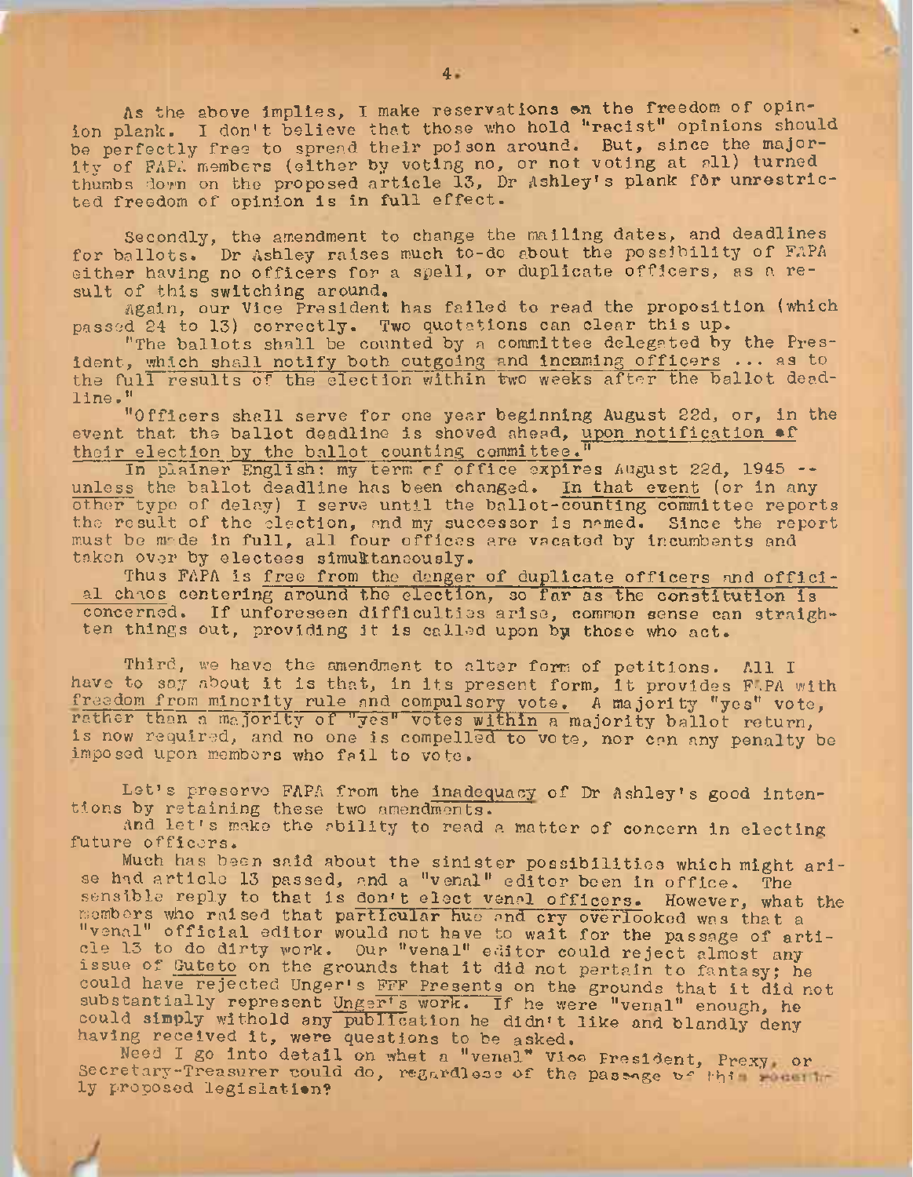As the above implies, I make reservations on the freedom of opinion plank. I don't believe that those who hold "racist" opinions should be perfectly free to spread their poison around. But, since the majority of FAPA members (either by voting no, or not voting at all) turned thumbs down on the proposed article 13, Dr Ashley's plank for unrestricted freedom of opinion is in full effect.

Secondly, the amendment to change the mailing dates, and deadlines for ballots. Dr Ashley raises much to-do about the possibility of FAPA either having no officers for a spell, or duplicate officers, as a result of this switching around.

Again, our Vice President has failed to read the proposition (which passed 24 to 13) correctly. Two quotations can clear this up.

"The ballots shall be counted by a committee delegated by the President, which shall notify both outgoing and incoming officers ... as to the full results of the election within two weeks after the ballot deadline."

"Officers shall serve for one year beginning August 22d, or, in the event that the ballot deadline is shoved ahead, upon notification of their election by the ballot counting committee."

In plainer English: my term of office expires August 22d, 1945 -- unless the ballot deadline has been changed. In that event (or in any other type of delay) I serve until the ballot-counting committee reports the result of the election, and my successor is named. Since the report must be made in full, all four offices are vacated by incumbents and taken over by electees simultaneously.

Thus FAPA is free from the danger of duplicate officers and official chaos centering around the election, so far as the constitution is concerned. If unforeseen difficulties arise, common sense can straighten things out, providing it is called upon by those who act.

Third, we have the amendment to alter form of petitions. All I have to say about it is that, in its present form, it provides FAPA with freedom from minority rule and compulsory vote. A majority "yes" vote, rather than a majority of "yes" votes within a majority ballot return, is now required, and no one is compelled to vote, nor can any penalty be imposed upon members who fail to vote.

Let's preserve FAPA from the inadequacy of Dr Ashley's good intentions by retaining these two amendments.

And let's make the ability to read a matter of concern in electing future officers.

Much has been said about the sinister possibilities which might arise had article 13 passed, and a "venal" editor been in office. The sensible reply to that is don't elect venal officers. However, what the members who raised that particular hue and cry overlooked was that a "venal" official editor would not have to wait for the passage of article 13 to do dirty work. Our "venal" editor could reject almost any issue of Guteto on the grounds that it did not pertain to fantasy; he could have rejected Unger's FFF Presents on the grounds that it did not substantially represent Unger's work. If he were "venal" enough, he could simply withold any publication he didn't like and blandly deny having received it, were questions to be asked.

Need I go into detail on what a "venal" Vice President, Prexy, or Secretary-Treasurer could do, regardless of the passage of this recently proposed legislation?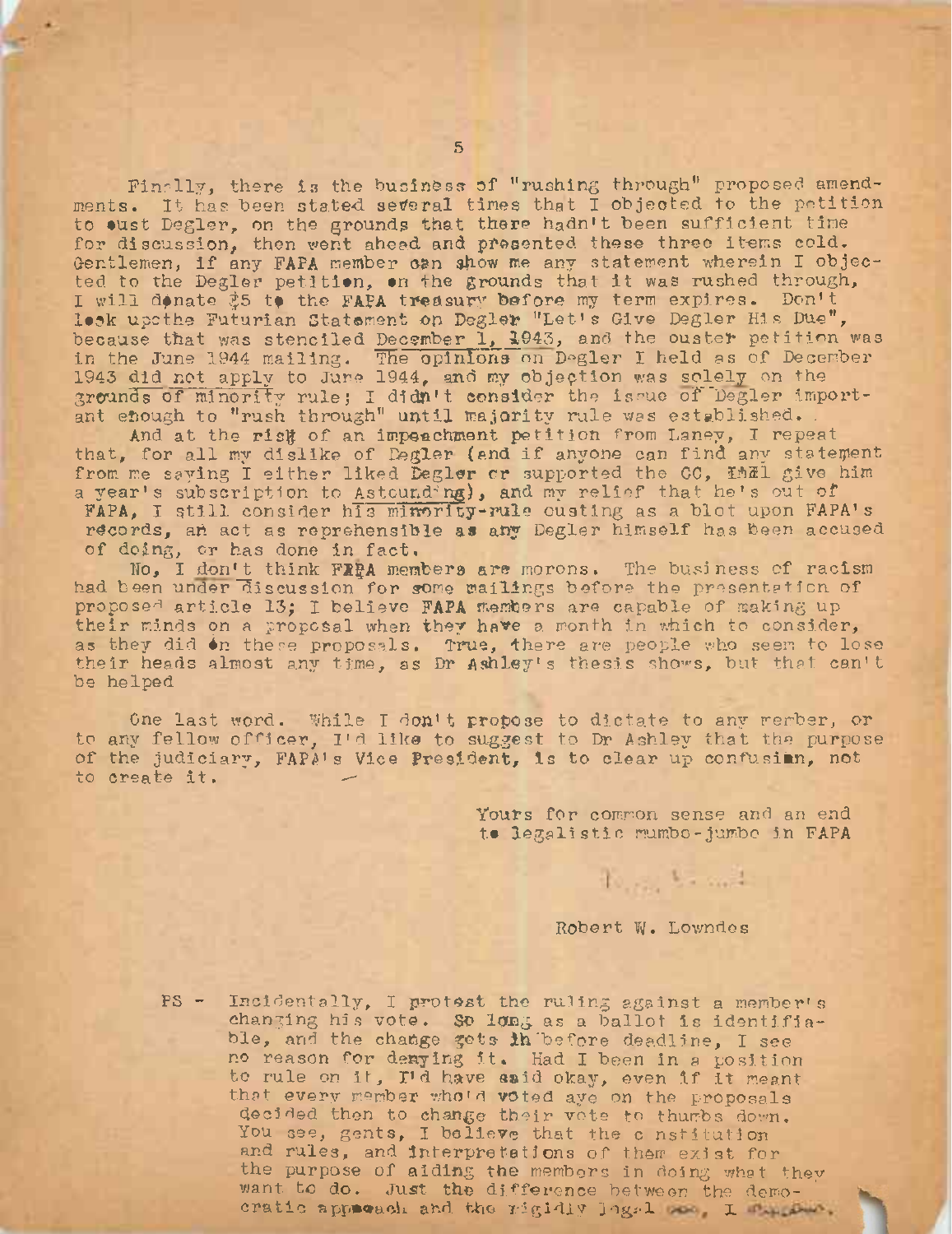Finally, there is the business of "rushing through" proposed amendments. It has been stated several times that I objected to the petition to oust Degler, on the grounds that there hadn't been sufficient time for discussion, then went ahead and presented these three items cold. Gentlemen, if any FAPA member can show me any statement wherein I objected to the Degler petition, on the grounds that it was rushed through, I will donate $5 to the FAPA treasury before my term expires. Don't look up the Futurian Statement on Degler "Let's Give Degler His Due", because that was stenciled December 1, 1943, and the ouster petition was in the June 1944 mailing. The opinions on Degler I held as of December 1943 did not apply to June 1944, and my objection was solely on the grounds of minority rule; I didn't consider the issue of Degler important enough to "rush through" until majority rule was established.

And at the risk of an impeachment petition from Laney, I repeat that, for all my dislike of Degler (and if anyone can find any statement from me saying I either liked Degler or supported the CC, I'll give him a year's subscription to Astounding), and my relief that he's out of FAPA, I still consider his minority-rule ousting as a blot upon FAPA's records, an act as reprehensible as any Degler himself has been accused of doing, or has done in fact.

No, I don't think FAPA members are morons. The business of racism had been under discussion for some mailings before the presentation of proposed article 13; I believe FAPA members are capable of making up their minds on a proposal when they have a month in which to consider, as they did on these proposals. True, there are people who seem to lose their heads almost any time, as Dr Ashley's thesis shows, but that can't be helped

One last word. While I don't propose to dictate to any member, or to any fellow officer, I'd like to suggest to Dr Ashley that the purpose of the judiciary, FAPA's Vice President, is to clear up confusion, not to create it.

Yours for common sense and an end to legalistic mumbo-jumbo in FAPA

Robert W. Lowndes

PS - Incidentally, I protest the ruling against a member's changing his vote. So long as a ballot is identifiable, and the change gets in before deadline, I see no reason for denying it. Had I been in a position to rule on it, I'd have said okay, even if it meant that every member who'd voted aye on the proposals decided then to change their vote to thumbs down. You see, gents, I believe that the constitution and rules, and interpretations of them exist for the purpose of aiding the members in doing what they want to do. Just the difference between the democratic approach and the rigidly legal one, I suppose.